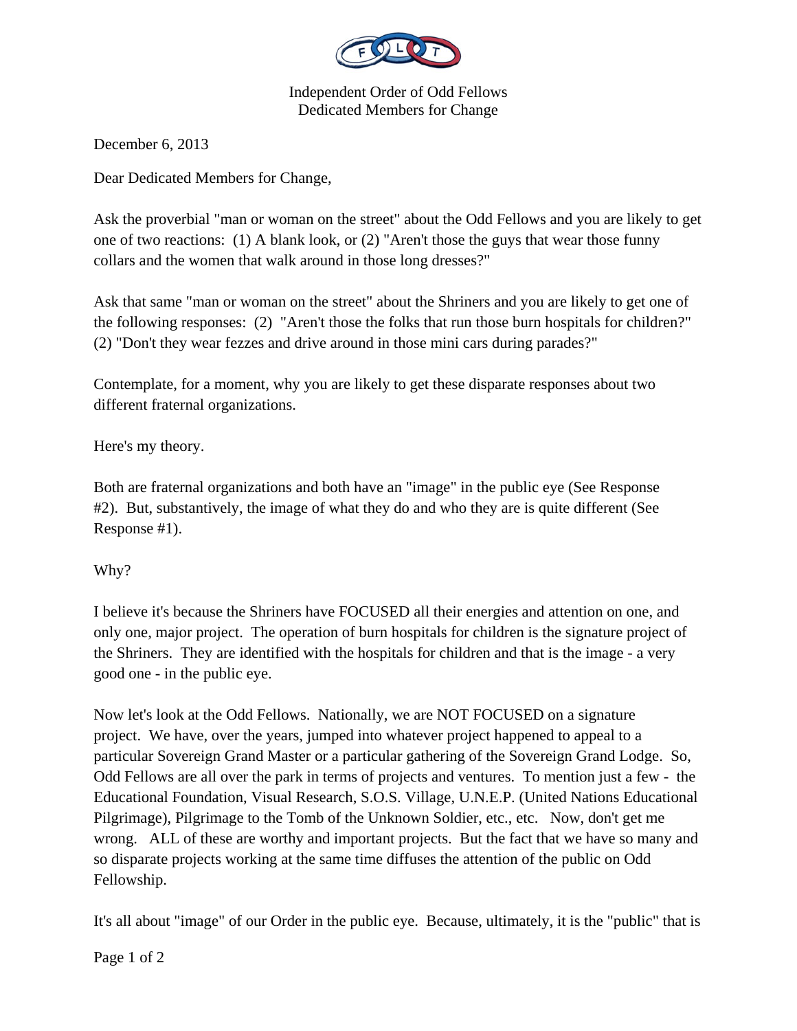Independent Order of Odd Fellows
Dedicated Members for Change

December 6, 2013

Dear Dedicated Members for Change,

Ask the proverbial "man or woman on the street" about the Odd Fellows and you are likely to get one of two reactions: (1) A blank look, or (2) "Aren't those the guys that wear those funny collars and the women that walk around in those long dresses?"

Ask that same "man or woman on the street" about the Shriners and you are likely to get one of the following responses: (2) "Aren't those the folks that run those burn hospitals for children?" (2) "Don't they wear fezzes and drive around in those mini cars during parades?"

Contemplate, for a moment, why you are likely to get these disparate responses about two different fraternal organizations.

Here's my theory.

Both are fraternal organizations and both have an "image" in the public eye (See Response #2). But, substantively, the image of what they do and who they are is quite different (See Response #1).

Why?

I believe it's because the Shriners have FOCUSED all their energies and attention on one, and only one, major project. The operation of burn hospitals for children is the signature project of the Shriners. They are identified with the hospitals for children and that is the image - a very good one - in the public eye.

Now let's look at the Odd Fellows. Nationally, we are NOT FOCUSED on a signature project. We have, over the years, jumped into whatever project happened to appeal to a particular Sovereign Grand Master or a particular gathering of the Sovereign Grand Lodge. So, Odd Fellows are all over the park in terms of projects and ventures. To mention just a few - the Educational Foundation, Visual Research, S.O.S. Village, U.N.E.P. (United Nations Educational Pilgrimage), Pilgrimage to the Tomb of the Unknown Soldier, etc., etc. Now, don't get me wrong. ALL of these are worthy and important projects. But the fact that we have so many and so disparate projects working at the same time diffuses the attention of the public on Odd Fellowship.

It's all about "image" of our Order in the public eye. Because, ultimately, it is the "public" that is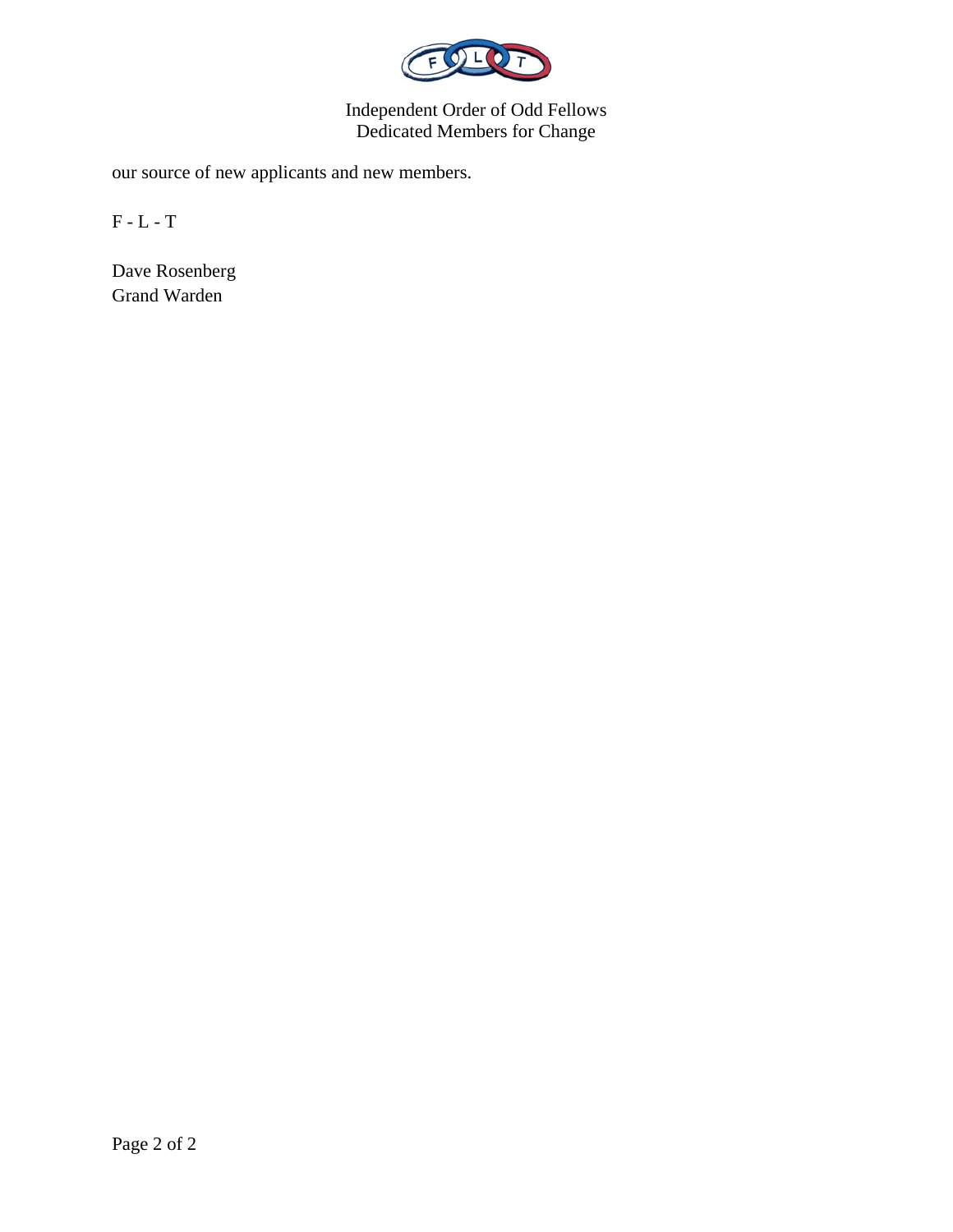our source of new applicants and new members.

F - L - T

Dave Rosenberg
Grand Warden